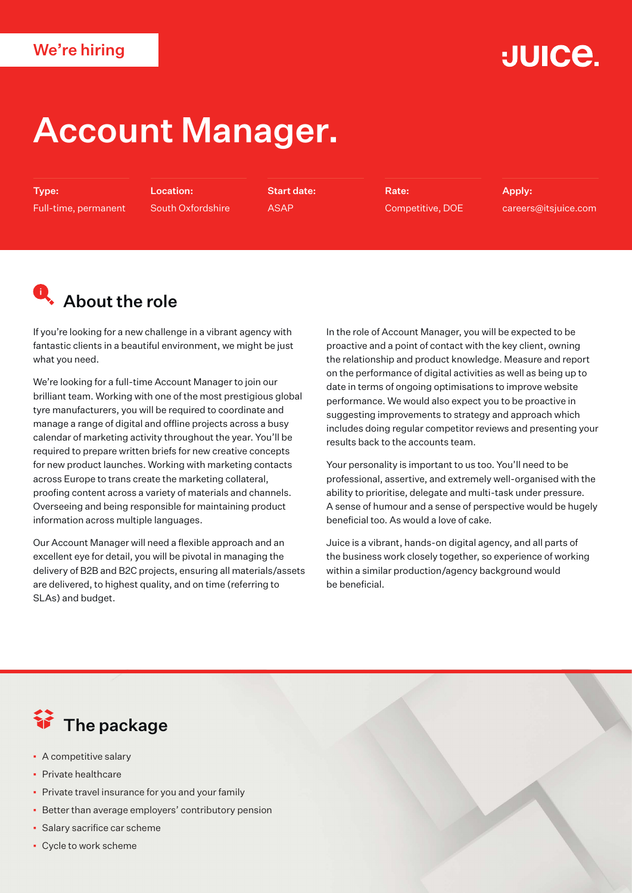We're hiring

JUICE.

# Account Manager.

| Type: | Location: | Start date: | Rate: | Apply: |
| --- | --- | --- | --- | --- |
| Full-time, permanent | South Oxfordshire | ASAP | Competitive, DOE | careers@itsjuice.com |

## About the role

If you're looking for a new challenge in a vibrant agency with fantastic clients in a beautiful environment, we might be just what you need.

We're looking for a full-time Account Manager to join our brilliant team. Working with one of the most prestigious global tyre manufacturers, you will be required to coordinate and manage a range of digital and offline projects across a busy calendar of marketing activity throughout the year. You'll be required to prepare written briefs for new creative concepts for new product launches. Working with marketing contacts across Europe to trans create the marketing collateral, proofing content across a variety of materials and channels. Overseeing and being responsible for maintaining product information across multiple languages.

Our Account Manager will need a flexible approach and an excellent eye for detail, you will be pivotal in managing the delivery of B2B and B2C projects, ensuring all materials/assets are delivered, to highest quality, and on time (referring to SLAs) and budget.

In the role of Account Manager, you will be expected to be proactive and a point of contact with the key client, owning the relationship and product knowledge. Measure and report on the performance of digital activities as well as being up to date in terms of ongoing optimisations to improve website performance. We would also expect you to be proactive in suggesting improvements to strategy and approach which includes doing regular competitor reviews and presenting your results back to the accounts team.

Your personality is important to us too. You'll need to be professional, assertive, and extremely well-organised with the ability to prioritise, delegate and multi-task under pressure. A sense of humour and a sense of perspective would be hugely beneficial too. As would a love of cake.

Juice is a vibrant, hands-on digital agency, and all parts of the business work closely together, so experience of working within a similar production/agency background would be beneficial.

## The package

- A competitive salary
- Private healthcare
- Private travel insurance for you and your family
- Better than average employers' contributory pension
- Salary sacrifice car scheme
- Cycle to work scheme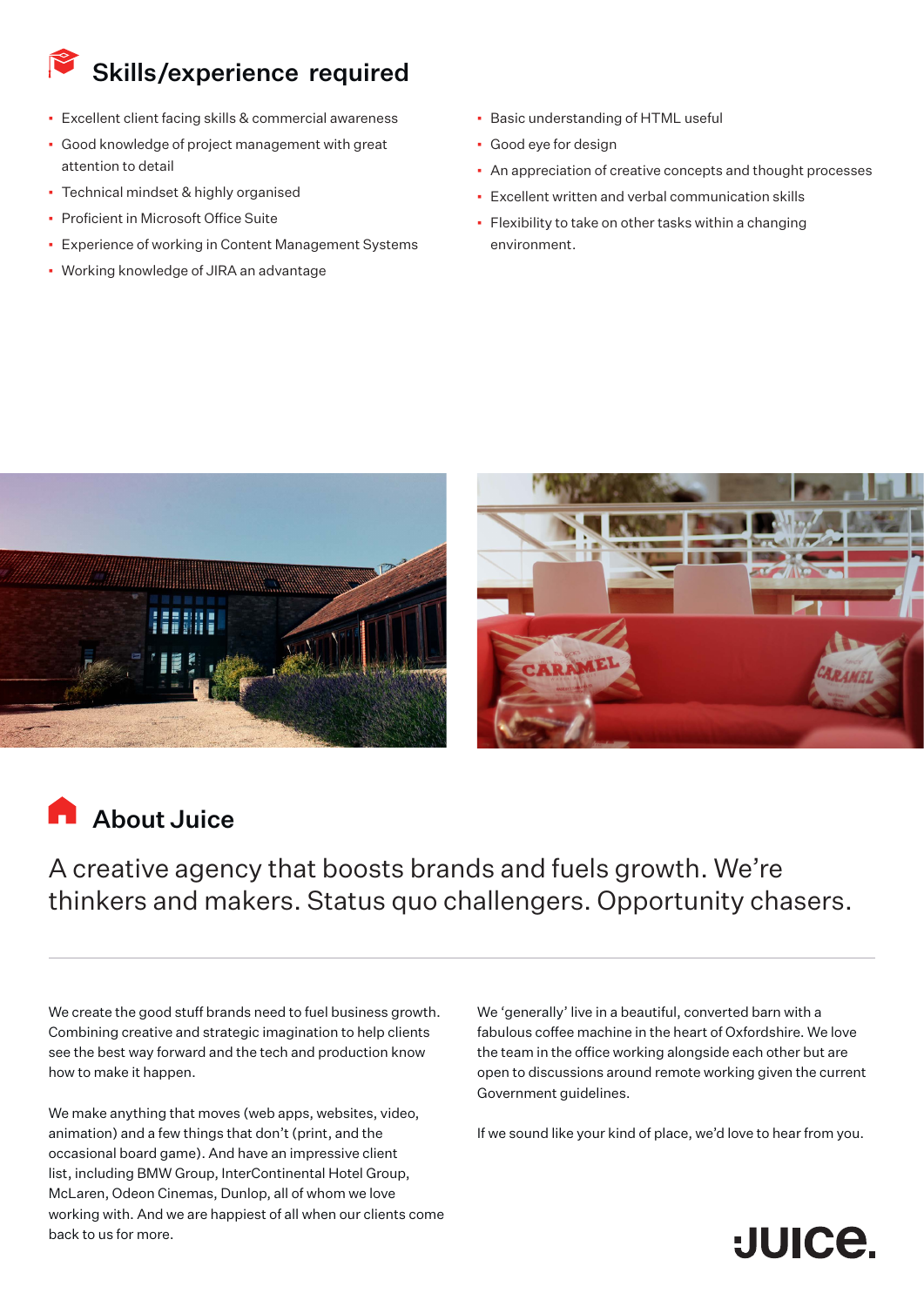## Skills/experience required

- Excellent client facing skills & commercial awareness
- Good knowledge of project management with great attention to detail
- Technical mindset & highly organised
- Proficient in Microsoft Office Suite
- Experience of working in Content Management Systems
- Working knowledge of JIRA an advantage
- Basic understanding of HTML useful
- Good eye for design
- An appreciation of creative concepts and thought processes
- Excellent written and verbal communication skills
- Flexibility to take on other tasks within a changing environment.

## About Juice

A creative agency that boosts brands and fuels growth. We're thinkers and makers. Status quo challengers. Opportunity chasers.

---

We create the good stuff brands need to fuel business growth. Combining creative and strategic imagination to help clients see the best way forward and the tech and production know how to make it happen.

We make anything that moves (web apps, websites, video, animation) and a few things that don't (print, and the occasional board game). And have an impressive client list, including BMW Group, InterContinental Hotel Group, McLaren, Odeon Cinemas, Dunlop, all of whom we love working with. And we are happiest of all when our clients come back to us for more.

We 'generally' live in a beautiful, converted barn with a fabulous coffee machine in the heart of Oxfordshire. We love the team in the office working alongside each other but are open to discussions around remote working given the current Government guidelines.

If we sound like your kind of place, we'd love to hear from you.

JUICE.